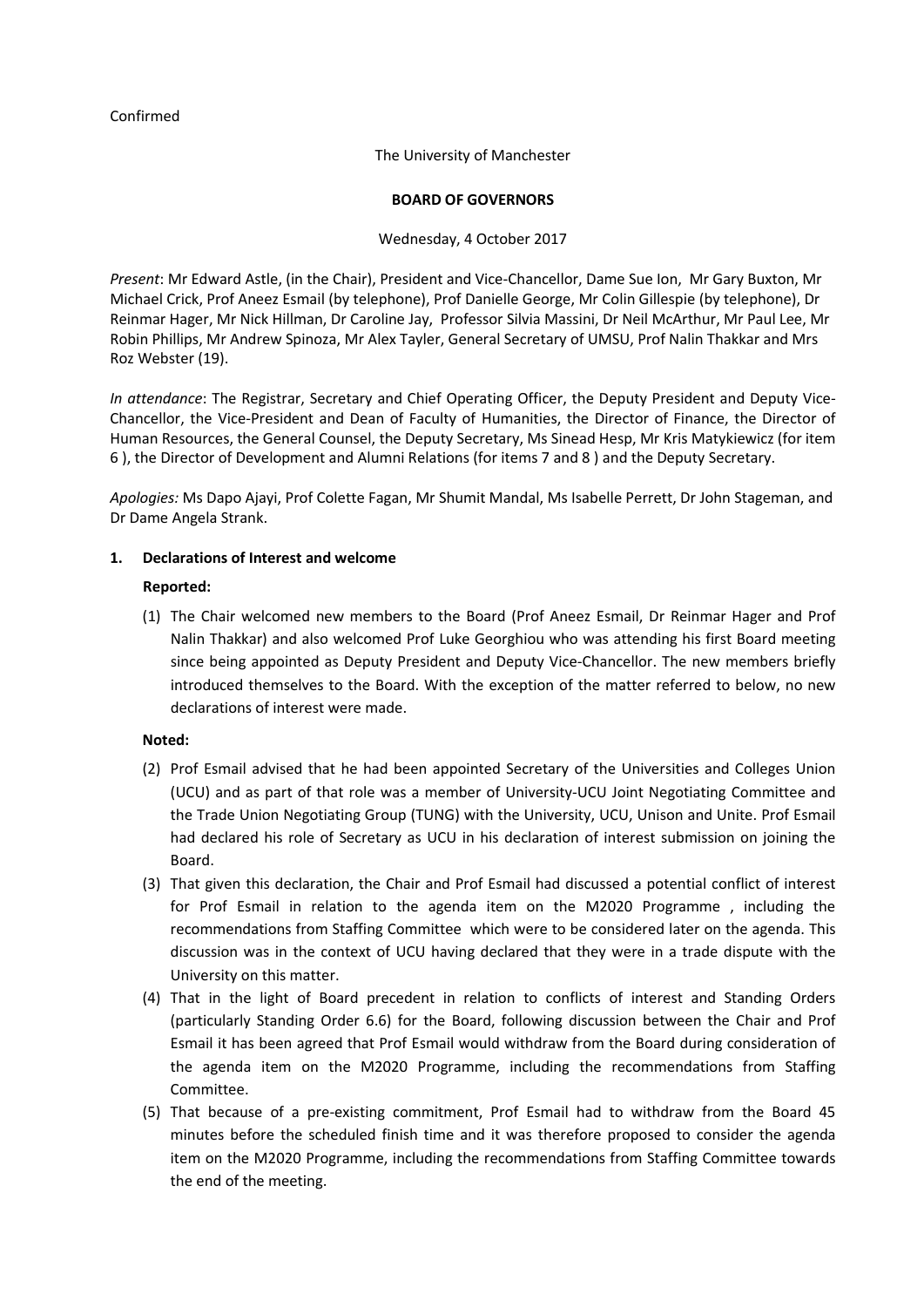Confirmed

The University of Manchester

**BOARD OF GOVERNORS**

Wednesday, 4 October 2017

*Present*: Mr Edward Astle, (in the Chair), President and Vice-Chancellor, Dame Sue Ion, Mr Gary Buxton, Mr Michael Crick, Prof Aneez Esmail (by telephone), Prof Danielle George, Mr Colin Gillespie (by telephone), Dr Reinmar Hager, Mr Nick Hillman, Dr Caroline Jay, Professor Silvia Massini, Dr Neil McArthur, Mr Paul Lee, Mr Robin Phillips, Mr Andrew Spinoza, Mr Alex Tayler, General Secretary of UMSU, Prof Nalin Thakkar and Mrs Roz Webster (19).

*In attendance*: The Registrar, Secretary and Chief Operating Officer, the Deputy President and Deputy Vice-Chancellor, the Vice-President and Dean of Faculty of Humanities, the Director of Finance, the Director of Human Resources, the General Counsel, the Deputy Secretary, Ms Sinead Hesp, Mr Kris Matykiewicz (for item 6 ), the Director of Development and Alumni Relations (for items 7 and 8 ) and the Deputy Secretary.

*Apologies:* Ms Dapo Ajayi, Prof Colette Fagan, Mr Shumit Mandal, Ms Isabelle Perrett, Dr John Stageman, and Dr Dame Angela Strank.

## 1. Declarations of Interest and welcome

**Reported:**

(1) The Chair welcomed new members to the Board (Prof Aneez Esmail, Dr Reinmar Hager and Prof Nalin Thakkar) and also welcomed Prof Luke Georghiou who was attending his first Board meeting since being appointed as Deputy President and Deputy Vice-Chancellor. The new members briefly introduced themselves to the Board. With the exception of the matter referred to below, no new declarations of interest were made.

**Noted:**

(2) Prof Esmail advised that he had been appointed Secretary of the Universities and Colleges Union (UCU) and as part of that role was a member of University-UCU Joint Negotiating Committee and the Trade Union Negotiating Group (TUNG) with the University, UCU, Unison and Unite. Prof Esmail had declared his role of Secretary as UCU in his declaration of interest submission on joining the Board.

(3) That given this declaration, the Chair and Prof Esmail had discussed a potential conflict of interest for Prof Esmail in relation to the agenda item on the M2020 Programme , including the recommendations from Staffing Committee which were to be considered later on the agenda. This discussion was in the context of UCU having declared that they were in a trade dispute with the University on this matter.

(4) That in the light of Board precedent in relation to conflicts of interest and Standing Orders (particularly Standing Order 6.6) for the Board, following discussion between the Chair and Prof Esmail it has been agreed that Prof Esmail would withdraw from the Board during consideration of the agenda item on the M2020 Programme, including the recommendations from Staffing Committee.

(5) That because of a pre-existing commitment, Prof Esmail had to withdraw from the Board 45 minutes before the scheduled finish time and it was therefore proposed to consider the agenda item on the M2020 Programme, including the recommendations from Staffing Committee towards the end of the meeting.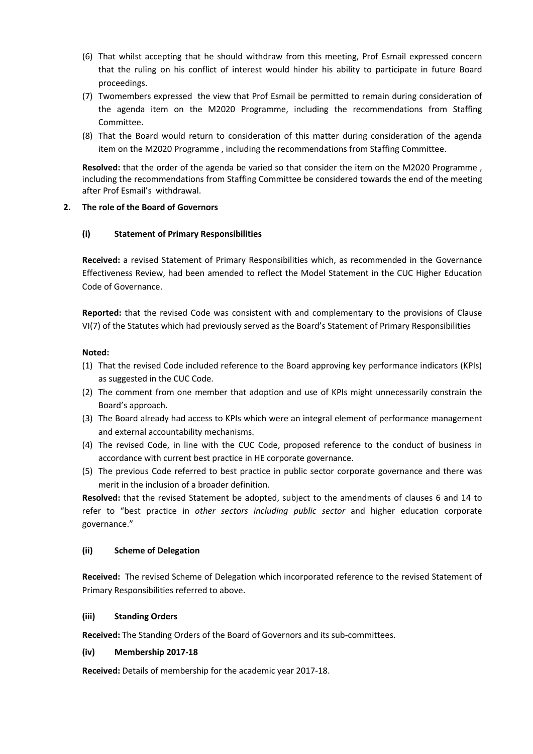(6) That whilst accepting that he should withdraw from this meeting, Prof Esmail expressed concern that the ruling on his conflict of interest would hinder his ability to participate in future Board proceedings.

(7) Twomembers expressed the view that Prof Esmail be permitted to remain during consideration of the agenda item on the M2020 Programme, including the recommendations from Staffing Committee.

(8) That the Board would return to consideration of this matter during consideration of the agenda item on the M2020 Programme , including the recommendations from Staffing Committee.

**Resolved:** that the order of the agenda be varied so that consider the item on the M2020 Programme , including the recommendations from Staffing Committee be considered towards the end of the meeting after Prof Esmail's withdrawal.

## 2. The role of the Board of Governors

### (i) Statement of Primary Responsibilities

**Received:** a revised Statement of Primary Responsibilities which, as recommended in the Governance Effectiveness Review, had been amended to reflect the Model Statement in the CUC Higher Education Code of Governance.

**Reported:** that the revised Code was consistent with and complementary to the provisions of Clause VI(7) of the Statutes which had previously served as the Board's Statement of Primary Responsibilities

**Noted:**

(1) That the revised Code included reference to the Board approving key performance indicators (KPIs) as suggested in the CUC Code.

(2) The comment from one member that adoption and use of KPIs might unnecessarily constrain the Board's approach.

(3) The Board already had access to KPIs which were an integral element of performance management and external accountability mechanisms.

(4) The revised Code, in line with the CUC Code, proposed reference to the conduct of business in accordance with current best practice in HE corporate governance.

(5) The previous Code referred to best practice in public sector corporate governance and there was merit in the inclusion of a broader definition.

**Resolved:** that the revised Statement be adopted, subject to the amendments of clauses 6 and 14 to refer to "best practice in *other sectors including public sector* and higher education corporate governance."

### (ii) Scheme of Delegation

**Received:** The revised Scheme of Delegation which incorporated reference to the revised Statement of Primary Responsibilities referred to above.

### (iii) Standing Orders

**Received:** The Standing Orders of the Board of Governors and its sub-committees.

### (iv) Membership 2017-18

**Received:** Details of membership for the academic year 2017-18.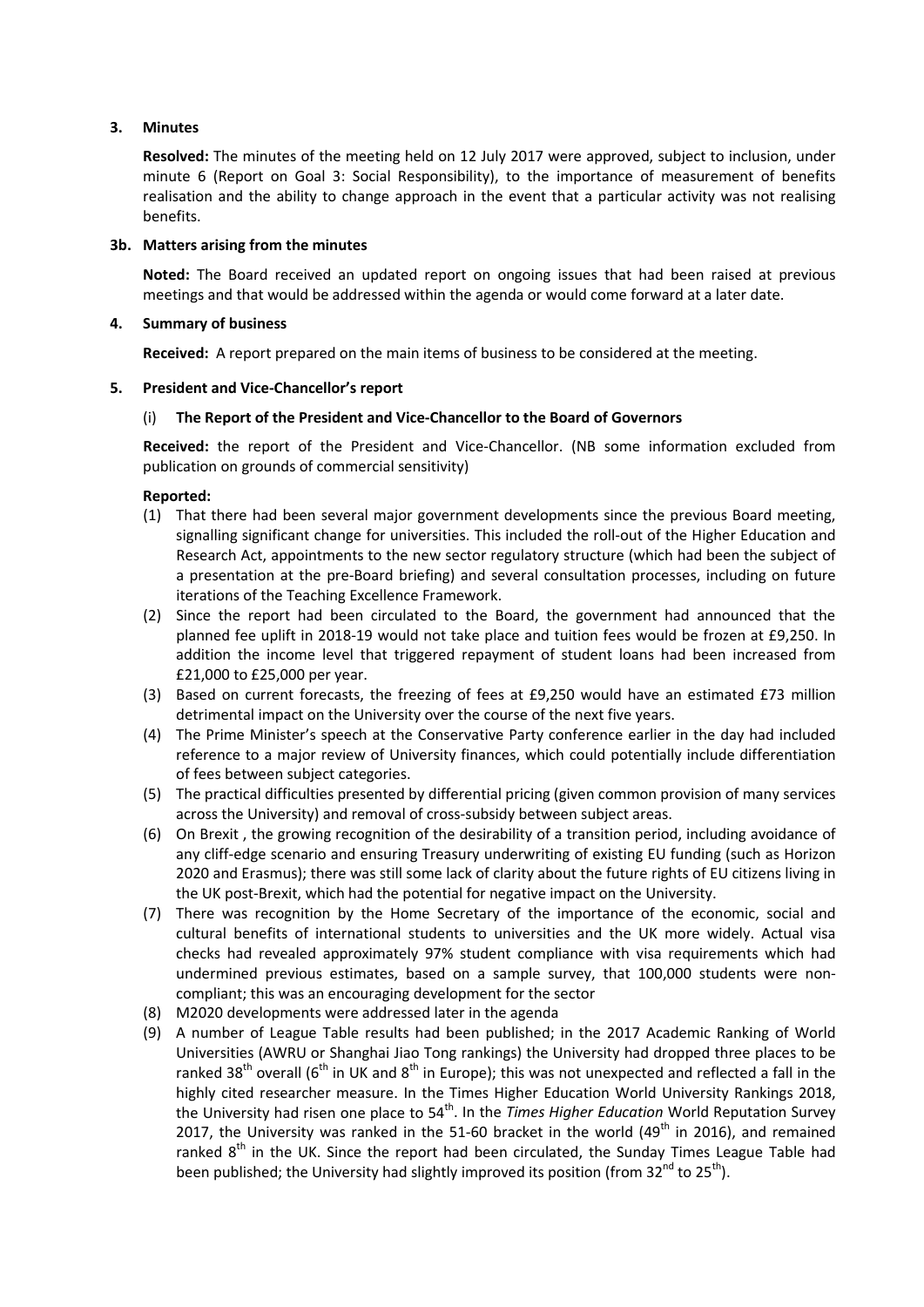### 3. Minutes

**Resolved:** The minutes of the meeting held on 12 July 2017 were approved, subject to inclusion, under minute 6 (Report on Goal 3: Social Responsibility), to the importance of measurement of benefits realisation and the ability to change approach in the event that a particular activity was not realising benefits.

### 3b. Matters arising from the minutes

**Noted:** The Board received an updated report on ongoing issues that had been raised at previous meetings and that would be addressed within the agenda or would come forward at a later date.

### 4. Summary of business

**Received:** A report prepared on the main items of business to be considered at the meeting.

### 5. President and Vice-Chancellor's report

(i) **The Report of the President and Vice-Chancellor to the Board of Governors**

**Received:** the report of the President and Vice-Chancellor. (NB some information excluded from publication on grounds of commercial sensitivity)

**Reported:**

(1) That there had been several major government developments since the previous Board meeting, signalling significant change for universities. This included the roll-out of the Higher Education and Research Act, appointments to the new sector regulatory structure (which had been the subject of a presentation at the pre-Board briefing) and several consultation processes, including on future iterations of the Teaching Excellence Framework.

(2) Since the report had been circulated to the Board, the government had announced that the planned fee uplift in 2018-19 would not take place and tuition fees would be frozen at £9,250. In addition the income level that triggered repayment of student loans had been increased from £21,000 to £25,000 per year.

(3) Based on current forecasts, the freezing of fees at £9,250 would have an estimated £73 million detrimental impact on the University over the course of the next five years.

(4) The Prime Minister's speech at the Conservative Party conference earlier in the day had included reference to a major review of University finances, which could potentially include differentiation of fees between subject categories.

(5) The practical difficulties presented by differential pricing (given common provision of many services across the University) and removal of cross-subsidy between subject areas.

(6) On Brexit , the growing recognition of the desirability of a transition period, including avoidance of any cliff-edge scenario and ensuring Treasury underwriting of existing EU funding (such as Horizon 2020 and Erasmus); there was still some lack of clarity about the future rights of EU citizens living in the UK post-Brexit, which had the potential for negative impact on the University.

(7) There was recognition by the Home Secretary of the importance of the economic, social and cultural benefits of international students to universities and the UK more widely. Actual visa checks had revealed approximately 97% student compliance with visa requirements which had undermined previous estimates, based on a sample survey, that 100,000 students were non-compliant; this was an encouraging development for the sector

(8) M2020 developments were addressed later in the agenda

(9) A number of League Table results had been published; in the 2017 Academic Ranking of World Universities (AWRU or Shanghai Jiao Tong rankings) the University had dropped three places to be ranked 38th overall (6th in UK and 8th in Europe); this was not unexpected and reflected a fall in the highly cited researcher measure. In the Times Higher Education World University Rankings 2018, the University had risen one place to 54th. In the *Times Higher Education* World Reputation Survey 2017, the University was ranked in the 51-60 bracket in the world (49th in 2016), and remained ranked 8th in the UK. Since the report had been circulated, the Sunday Times League Table had been published; the University had slightly improved its position (from 32nd to 25th).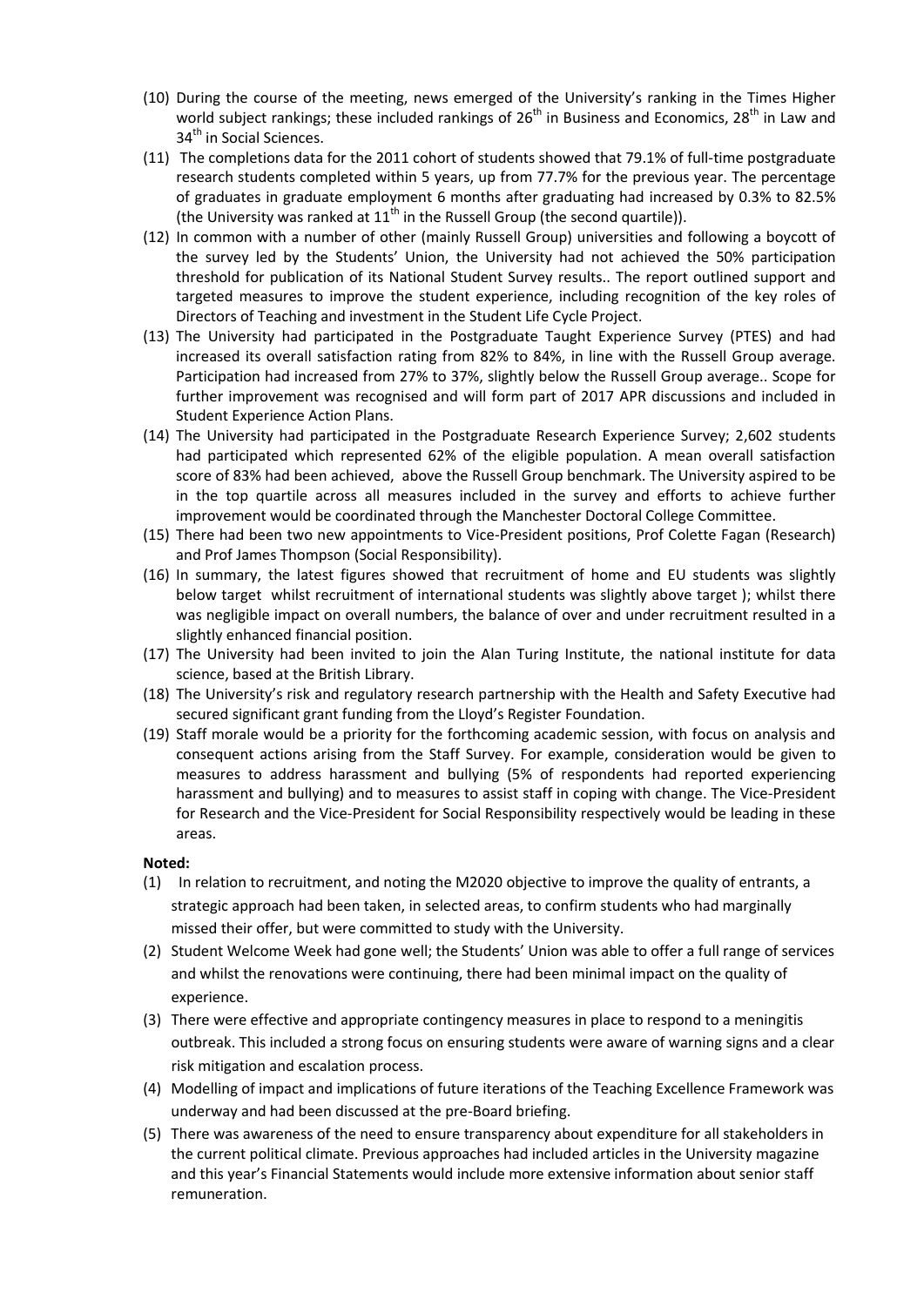(10) During the course of the meeting, news emerged of the University's ranking in the Times Higher world subject rankings; these included rankings of 26th in Business and Economics, 28th in Law and 34th in Social Sciences.

(11) The completions data for the 2011 cohort of students showed that 79.1% of full-time postgraduate research students completed within 5 years, up from 77.7% for the previous year. The percentage of graduates in graduate employment 6 months after graduating had increased by 0.3% to 82.5% (the University was ranked at 11th in the Russell Group (the second quartile)).

(12) In common with a number of other (mainly Russell Group) universities and following a boycott of the survey led by the Students' Union, the University had not achieved the 50% participation threshold for publication of its National Student Survey results.. The report outlined support and targeted measures to improve the student experience, including recognition of the key roles of Directors of Teaching and investment in the Student Life Cycle Project.

(13) The University had participated in the Postgraduate Taught Experience Survey (PTES) and had increased its overall satisfaction rating from 82% to 84%, in line with the Russell Group average. Participation had increased from 27% to 37%, slightly below the Russell Group average.. Scope for further improvement was recognised and will form part of 2017 APR discussions and included in Student Experience Action Plans.

(14) The University had participated in the Postgraduate Research Experience Survey; 2,602 students had participated which represented 62% of the eligible population. A mean overall satisfaction score of 83% had been achieved, above the Russell Group benchmark. The University aspired to be in the top quartile across all measures included in the survey and efforts to achieve further improvement would be coordinated through the Manchester Doctoral College Committee.

(15) There had been two new appointments to Vice-President positions, Prof Colette Fagan (Research) and Prof James Thompson (Social Responsibility).

(16) In summary, the latest figures showed that recruitment of home and EU students was slightly below target whilst recruitment of international students was slightly above target ); whilst there was negligible impact on overall numbers, the balance of over and under recruitment resulted in a slightly enhanced financial position.

(17) The University had been invited to join the Alan Turing Institute, the national institute for data science, based at the British Library.

(18) The University's risk and regulatory research partnership with the Health and Safety Executive had secured significant grant funding from the Lloyd's Register Foundation.

(19) Staff morale would be a priority for the forthcoming academic session, with focus on analysis and consequent actions arising from the Staff Survey. For example, consideration would be given to measures to address harassment and bullying (5% of respondents had reported experiencing harassment and bullying) and to measures to assist staff in coping with change. The Vice-President for Research and the Vice-President for Social Responsibility respectively would be leading in these areas.

**Noted:**

(1) In relation to recruitment, and noting the M2020 objective to improve the quality of entrants, a strategic approach had been taken, in selected areas, to confirm students who had marginally missed their offer, but were committed to study with the University.

(2) Student Welcome Week had gone well; the Students' Union was able to offer a full range of services and whilst the renovations were continuing, there had been minimal impact on the quality of experience.

(3) There were effective and appropriate contingency measures in place to respond to a meningitis outbreak. This included a strong focus on ensuring students were aware of warning signs and a clear risk mitigation and escalation process.

(4) Modelling of impact and implications of future iterations of the Teaching Excellence Framework was underway and had been discussed at the pre-Board briefing.

(5) There was awareness of the need to ensure transparency about expenditure for all stakeholders in the current political climate. Previous approaches had included articles in the University magazine and this year's Financial Statements would include more extensive information about senior staff remuneration.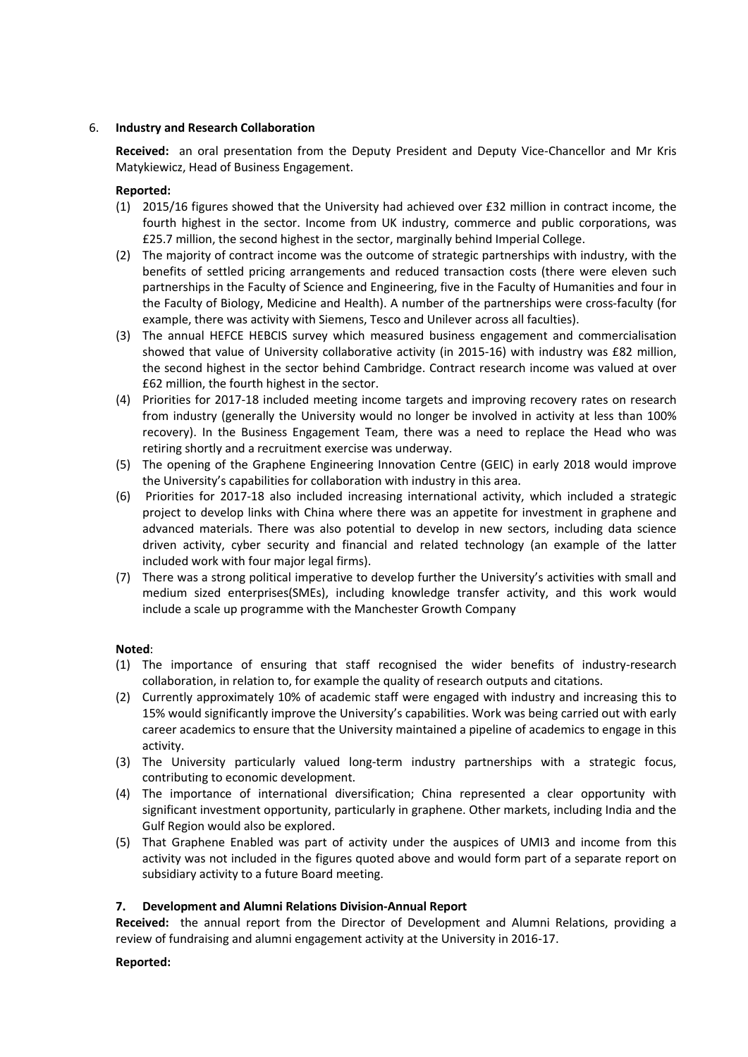6. **Industry and Research Collaboration**

**Received:** an oral presentation from the Deputy President and Deputy Vice-Chancellor and Mr Kris Matykiewicz, Head of Business Engagement.

**Reported:**

(1) 2015/16 figures showed that the University had achieved over £32 million in contract income, the fourth highest in the sector. Income from UK industry, commerce and public corporations, was £25.7 million, the second highest in the sector, marginally behind Imperial College.

(2) The majority of contract income was the outcome of strategic partnerships with industry, with the benefits of settled pricing arrangements and reduced transaction costs (there were eleven such partnerships in the Faculty of Science and Engineering, five in the Faculty of Humanities and four in the Faculty of Biology, Medicine and Health). A number of the partnerships were cross-faculty (for example, there was activity with Siemens, Tesco and Unilever across all faculties).

(3) The annual HEFCE HEBCIS survey which measured business engagement and commercialisation showed that value of University collaborative activity (in 2015-16) with industry was £82 million, the second highest in the sector behind Cambridge. Contract research income was valued at over £62 million, the fourth highest in the sector.

(4) Priorities for 2017-18 included meeting income targets and improving recovery rates on research from industry (generally the University would no longer be involved in activity at less than 100% recovery). In the Business Engagement Team, there was a need to replace the Head who was retiring shortly and a recruitment exercise was underway.

(5) The opening of the Graphene Engineering Innovation Centre (GEIC) in early 2018 would improve the University's capabilities for collaboration with industry in this area.

(6) Priorities for 2017-18 also included increasing international activity, which included a strategic project to develop links with China where there was an appetite for investment in graphene and advanced materials. There was also potential to develop in new sectors, including data science driven activity, cyber security and financial and related technology (an example of the latter included work with four major legal firms).

(7) There was a strong political imperative to develop further the University's activities with small and medium sized enterprises(SMEs), including knowledge transfer activity, and this work would include a scale up programme with the Manchester Growth Company

**Noted**:

(1) The importance of ensuring that staff recognised the wider benefits of industry-research collaboration, in relation to, for example the quality of research outputs and citations.

(2) Currently approximately 10% of academic staff were engaged with industry and increasing this to 15% would significantly improve the University's capabilities. Work was being carried out with early career academics to ensure that the University maintained a pipeline of academics to engage in this activity.

(3) The University particularly valued long-term industry partnerships with a strategic focus, contributing to economic development.

(4) The importance of international diversification; China represented a clear opportunity with significant investment opportunity, particularly in graphene. Other markets, including India and the Gulf Region would also be explored.

(5) That Graphene Enabled was part of activity under the auspices of UMI3 and income from this activity was not included in the figures quoted above and would form part of a separate report on subsidiary activity to a future Board meeting.

**7. Development and Alumni Relations Division-Annual Report**

**Received:** the annual report from the Director of Development and Alumni Relations, providing a review of fundraising and alumni engagement activity at the University in 2016-17.

**Reported:**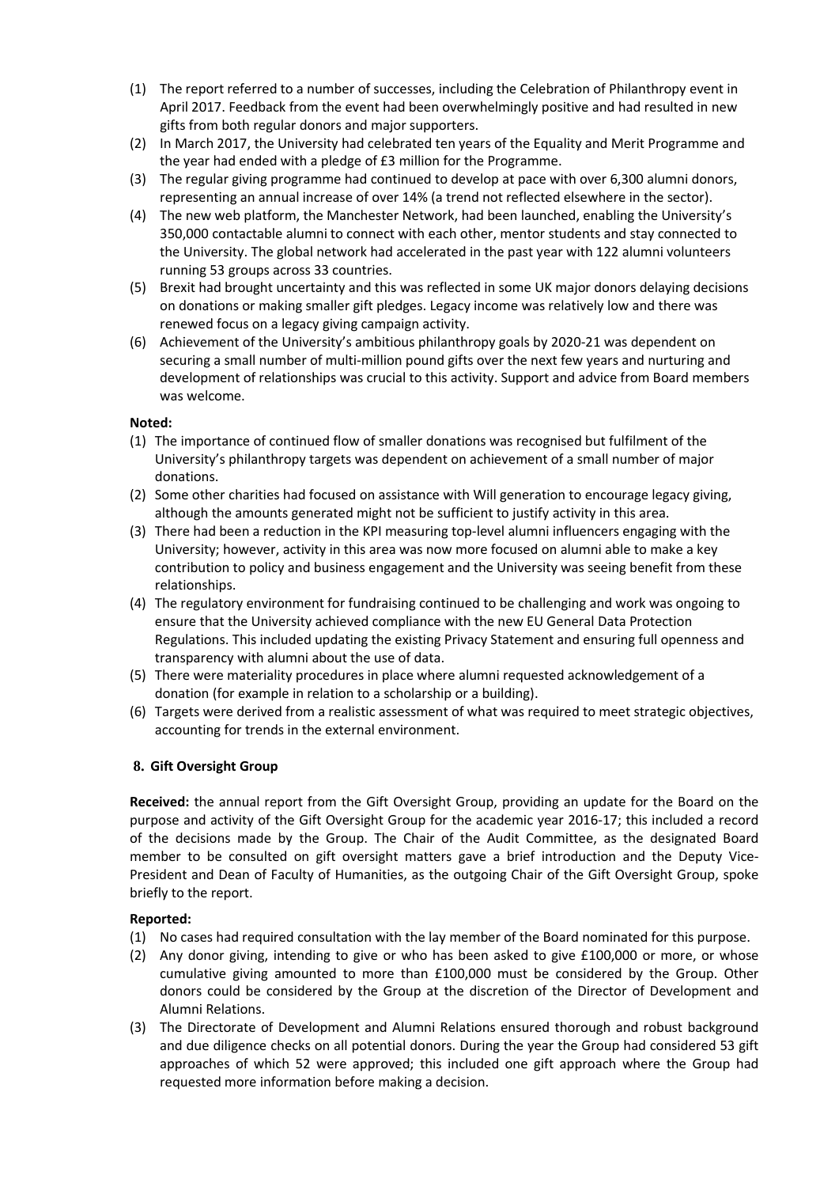(1) The report referred to a number of successes, including the Celebration of Philanthropy event in April 2017. Feedback from the event had been overwhelmingly positive and had resulted in new gifts from both regular donors and major supporters.
(2) In March 2017, the University had celebrated ten years of the Equality and Merit Programme and the year had ended with a pledge of £3 million for the Programme.
(3) The regular giving programme had continued to develop at pace with over 6,300 alumni donors, representing an annual increase of over 14% (a trend not reflected elsewhere in the sector).
(4) The new web platform, the Manchester Network, had been launched, enabling the University's 350,000 contactable alumni to connect with each other, mentor students and stay connected to the University. The global network had accelerated in the past year with 122 alumni volunteers running 53 groups across 33 countries.
(5) Brexit had brought uncertainty and this was reflected in some UK major donors delaying decisions on donations or making smaller gift pledges. Legacy income was relatively low and there was renewed focus on a legacy giving campaign activity.
(6) Achievement of the University's ambitious philanthropy goals by 2020-21 was dependent on securing a small number of multi-million pound gifts over the next few years and nurturing and development of relationships was crucial to this activity. Support and advice from Board members was welcome.

**Noted:**

(1) The importance of continued flow of smaller donations was recognised but fulfilment of the University's philanthropy targets was dependent on achievement of a small number of major donations.
(2) Some other charities had focused on assistance with Will generation to encourage legacy giving, although the amounts generated might not be sufficient to justify activity in this area.
(3) There had been a reduction in the KPI measuring top-level alumni influencers engaging with the University; however, activity in this area was now more focused on alumni able to make a key contribution to policy and business engagement and the University was seeing benefit from these relationships.
(4) The regulatory environment for fundraising continued to be challenging and work was ongoing to ensure that the University achieved compliance with the new EU General Data Protection Regulations. This included updating the existing Privacy Statement and ensuring full openness and transparency with alumni about the use of data.
(5) There were materiality procedures in place where alumni requested acknowledgement of a donation (for example in relation to a scholarship or a building).
(6) Targets were derived from a realistic assessment of what was required to meet strategic objectives, accounting for trends in the external environment.

**8. Gift Oversight Group**

**Received:** the annual report from the Gift Oversight Group, providing an update for the Board on the purpose and activity of the Gift Oversight Group for the academic year 2016-17; this included a record of the decisions made by the Group. The Chair of the Audit Committee, as the designated Board member to be consulted on gift oversight matters gave a brief introduction and the Deputy Vice-President and Dean of Faculty of Humanities, as the outgoing Chair of the Gift Oversight Group, spoke briefly to the report.

**Reported:**

(1) No cases had required consultation with the lay member of the Board nominated for this purpose.
(2) Any donor giving, intending to give or who has been asked to give £100,000 or more, or whose cumulative giving amounted to more than £100,000 must be considered by the Group. Other donors could be considered by the Group at the discretion of the Director of Development and Alumni Relations.
(3) The Directorate of Development and Alumni Relations ensured thorough and robust background and due diligence checks on all potential donors. During the year the Group had considered 53 gift approaches of which 52 were approved; this included one gift approach where the Group had requested more information before making a decision.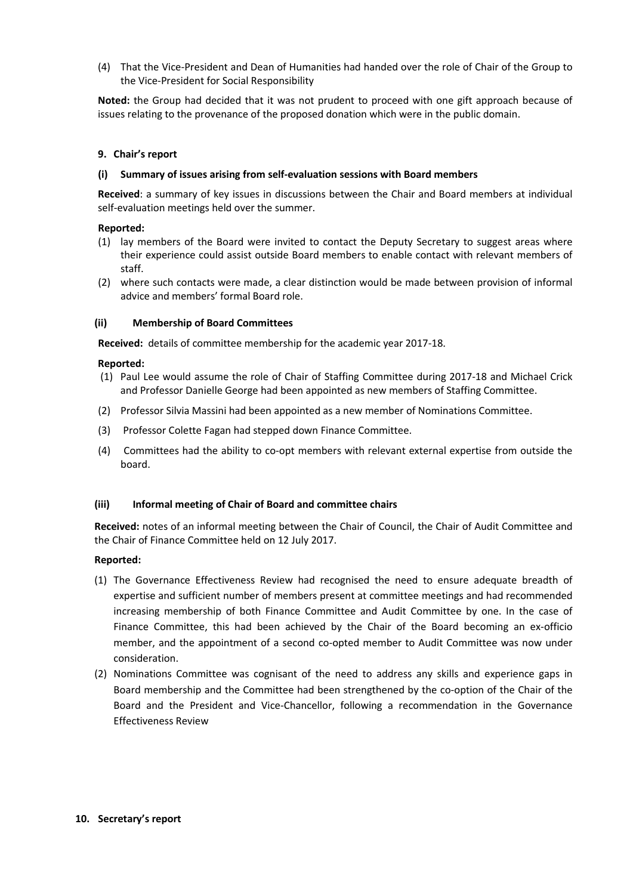(4) That the Vice-President and Dean of Humanities had handed over the role of Chair of the Group to the Vice-President for Social Responsibility

**Noted:** the Group had decided that it was not prudent to proceed with one gift approach because of issues relating to the provenance of the proposed donation which were in the public domain.

## 9. Chair's report

### (i) Summary of issues arising from self-evaluation sessions with Board members

**Received**: a summary of key issues in discussions between the Chair and Board members at individual self-evaluation meetings held over the summer.

**Reported:**

(1) lay members of the Board were invited to contact the Deputy Secretary to suggest areas where their experience could assist outside Board members to enable contact with relevant members of staff.

(2) where such contacts were made, a clear distinction would be made between provision of informal advice and members' formal Board role.

### (ii) Membership of Board Committees

**Received:** details of committee membership for the academic year 2017-18.

**Reported:**

(1) Paul Lee would assume the role of Chair of Staffing Committee during 2017-18 and Michael Crick and Professor Danielle George had been appointed as new members of Staffing Committee.

(2) Professor Silvia Massini had been appointed as a new member of Nominations Committee.

(3) Professor Colette Fagan had stepped down Finance Committee.

(4) Committees had the ability to co-opt members with relevant external expertise from outside the board.

### (iii) Informal meeting of Chair of Board and committee chairs

**Received:** notes of an informal meeting between the Chair of Council, the Chair of Audit Committee and the Chair of Finance Committee held on 12 July 2017.

**Reported:**

(1) The Governance Effectiveness Review had recognised the need to ensure adequate breadth of expertise and sufficient number of members present at committee meetings and had recommended increasing membership of both Finance Committee and Audit Committee by one. In the case of Finance Committee, this had been achieved by the Chair of the Board becoming an ex-officio member, and the appointment of a second co-opted member to Audit Committee was now under consideration.

(2) Nominations Committee was cognisant of the need to address any skills and experience gaps in Board membership and the Committee had been strengthened by the co-option of the Chair of the Board and the President and Vice-Chancellor, following a recommendation in the Governance Effectiveness Review

## 10. Secretary's report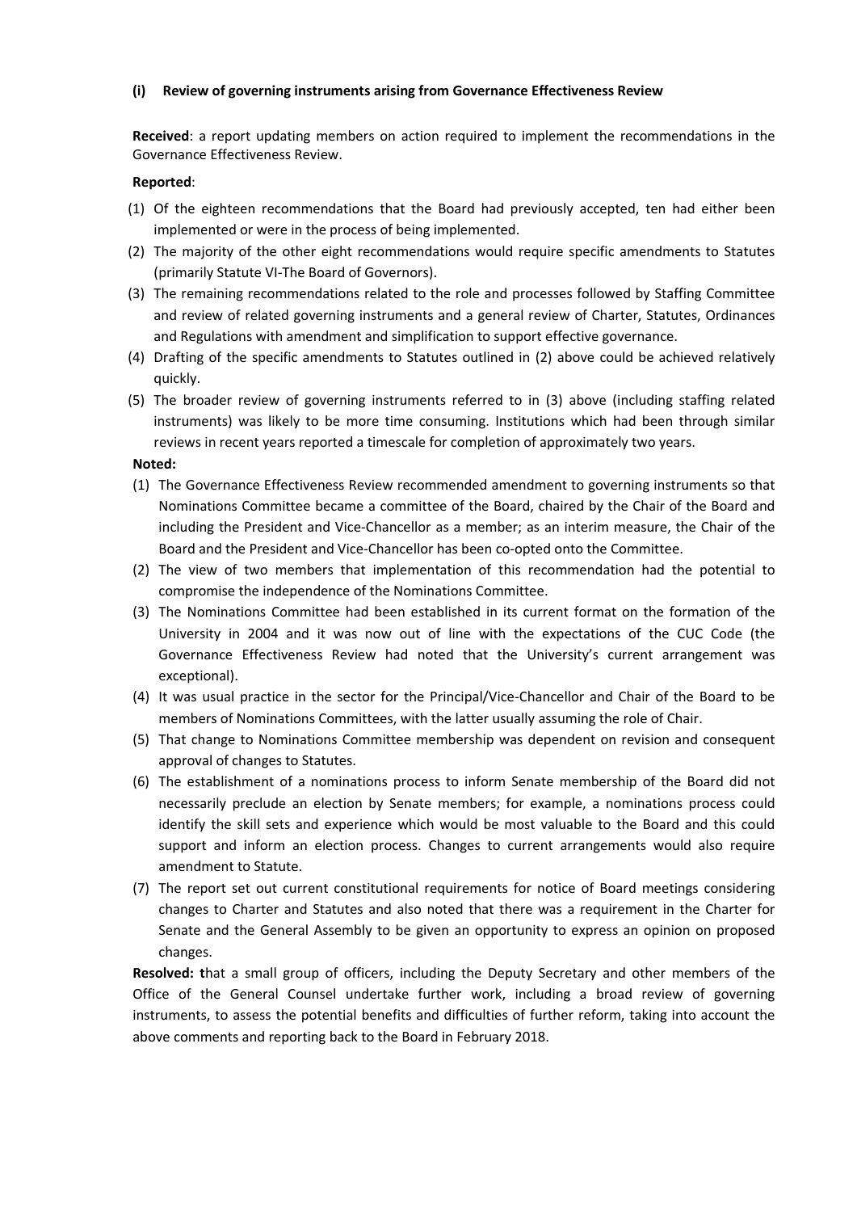**(i) Review of governing instruments arising from Governance Effectiveness Review**

**Received**: a report updating members on action required to implement the recommendations in the Governance Effectiveness Review.

**Reported**:

(1) Of the eighteen recommendations that the Board had previously accepted, ten had either been implemented or were in the process of being implemented.

(2) The majority of the other eight recommendations would require specific amendments to Statutes (primarily Statute VI-The Board of Governors).

(3) The remaining recommendations related to the role and processes followed by Staffing Committee and review of related governing instruments and a general review of Charter, Statutes, Ordinances and Regulations with amendment and simplification to support effective governance.

(4) Drafting of the specific amendments to Statutes outlined in (2) above could be achieved relatively quickly.

(5) The broader review of governing instruments referred to in (3) above (including staffing related instruments) was likely to be more time consuming. Institutions which had been through similar reviews in recent years reported a timescale for completion of approximately two years.

**Noted:**

(1) The Governance Effectiveness Review recommended amendment to governing instruments so that Nominations Committee became a committee of the Board, chaired by the Chair of the Board and including the President and Vice-Chancellor as a member; as an interim measure, the Chair of the Board and the President and Vice-Chancellor has been co-opted onto the Committee.

(2) The view of two members that implementation of this recommendation had the potential to compromise the independence of the Nominations Committee.

(3) The Nominations Committee had been established in its current format on the formation of the University in 2004 and it was now out of line with the expectations of the CUC Code (the Governance Effectiveness Review had noted that the University's current arrangement was exceptional).

(4) It was usual practice in the sector for the Principal/Vice-Chancellor and Chair of the Board to be members of Nominations Committees, with the latter usually assuming the role of Chair.

(5) That change to Nominations Committee membership was dependent on revision and consequent approval of changes to Statutes.

(6) The establishment of a nominations process to inform Senate membership of the Board did not necessarily preclude an election by Senate members; for example, a nominations process could identify the skill sets and experience which would be most valuable to the Board and this could support and inform an election process. Changes to current arrangements would also require amendment to Statute.

(7) The report set out current constitutional requirements for notice of Board meetings considering changes to Charter and Statutes and also noted that there was a requirement in the Charter for Senate and the General Assembly to be given an opportunity to express an opinion on proposed changes.

**Resolved: t**hat a small group of officers, including the Deputy Secretary and other members of the Office of the General Counsel undertake further work, including a broad review of governing instruments, to assess the potential benefits and difficulties of further reform, taking into account the above comments and reporting back to the Board in February 2018.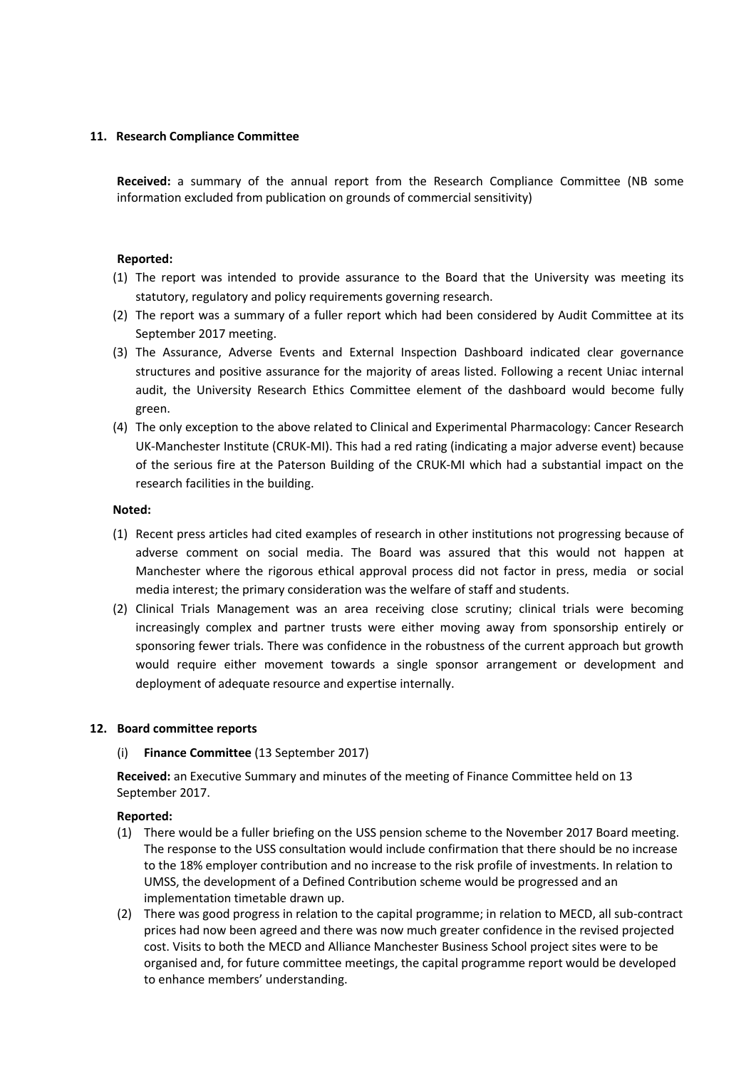## 11. Research Compliance Committee

**Received:** a summary of the annual report from the Research Compliance Committee (NB some information excluded from publication on grounds of commercial sensitivity)

**Reported:**

(1) The report was intended to provide assurance to the Board that the University was meeting its statutory, regulatory and policy requirements governing research.

(2) The report was a summary of a fuller report which had been considered by Audit Committee at its September 2017 meeting.

(3) The Assurance, Adverse Events and External Inspection Dashboard indicated clear governance structures and positive assurance for the majority of areas listed. Following a recent Uniac internal audit, the University Research Ethics Committee element of the dashboard would become fully green.

(4) The only exception to the above related to Clinical and Experimental Pharmacology: Cancer Research UK-Manchester Institute (CRUK-MI). This had a red rating (indicating a major adverse event) because of the serious fire at the Paterson Building of the CRUK-MI which had a substantial impact on the research facilities in the building.

**Noted:**

(1) Recent press articles had cited examples of research in other institutions not progressing because of adverse comment on social media. The Board was assured that this would not happen at Manchester where the rigorous ethical approval process did not factor in press, media or social media interest; the primary consideration was the welfare of staff and students.

(2) Clinical Trials Management was an area receiving close scrutiny; clinical trials were becoming increasingly complex and partner trusts were either moving away from sponsorship entirely or sponsoring fewer trials. There was confidence in the robustness of the current approach but growth would require either movement towards a single sponsor arrangement or development and deployment of adequate resource and expertise internally.

## 12. Board committee reports

(i) **Finance Committee** (13 September 2017)

**Received:** an Executive Summary and minutes of the meeting of Finance Committee held on 13 September 2017.

**Reported:**

(1) There would be a fuller briefing on the USS pension scheme to the November 2017 Board meeting. The response to the USS consultation would include confirmation that there should be no increase to the 18% employer contribution and no increase to the risk profile of investments. In relation to UMSS, the development of a Defined Contribution scheme would be progressed and an implementation timetable drawn up.

(2) There was good progress in relation to the capital programme; in relation to MECD, all sub-contract prices had now been agreed and there was now much greater confidence in the revised projected cost. Visits to both the MECD and Alliance Manchester Business School project sites were to be organised and, for future committee meetings, the capital programme report would be developed to enhance members' understanding.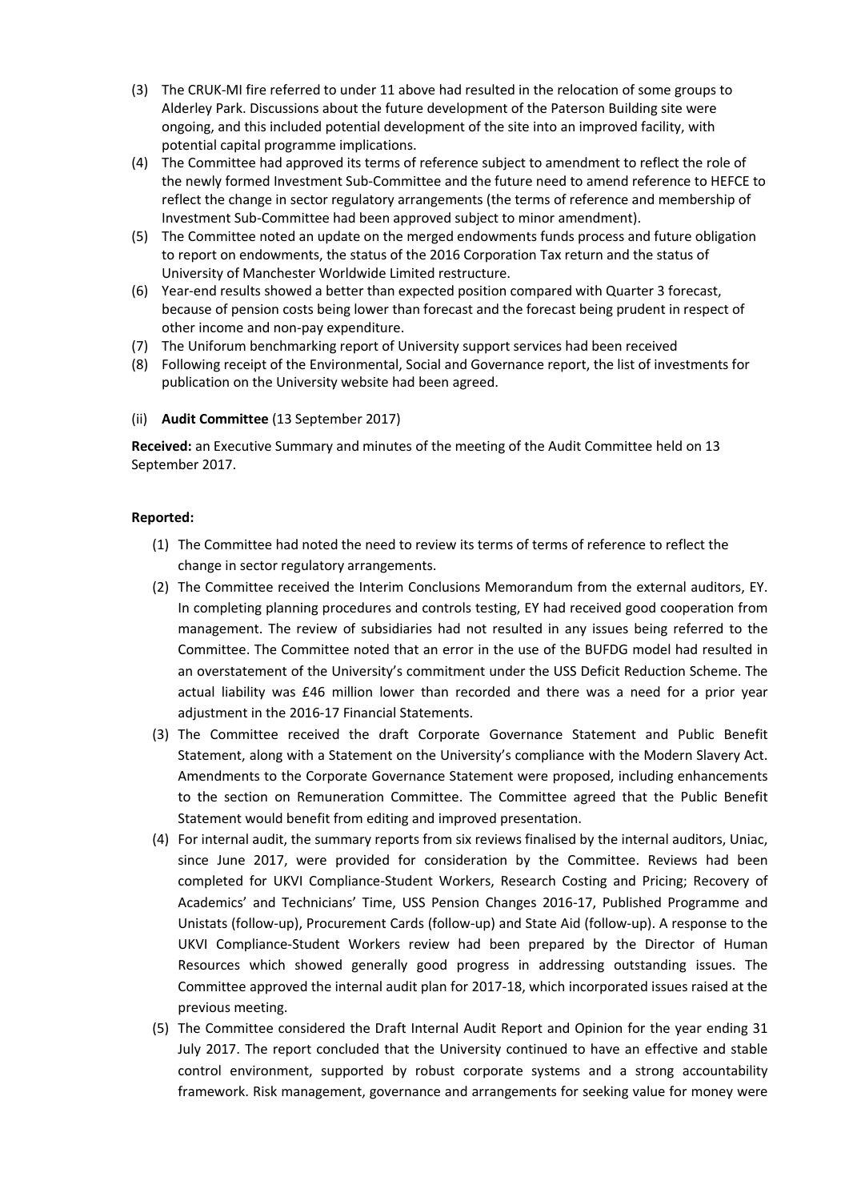(3) The CRUK-MI fire referred to under 11 above had resulted in the relocation of some groups to Alderley Park. Discussions about the future development of the Paterson Building site were ongoing, and this included potential development of the site into an improved facility, with potential capital programme implications.
(4) The Committee had approved its terms of reference subject to amendment to reflect the role of the newly formed Investment Sub-Committee and the future need to amend reference to HEFCE to reflect the change in sector regulatory arrangements (the terms of reference and membership of Investment Sub-Committee had been approved subject to minor amendment).
(5) The Committee noted an update on the merged endowments funds process and future obligation to report on endowments, the status of the 2016 Corporation Tax return and the status of University of Manchester Worldwide Limited restructure.
(6) Year-end results showed a better than expected position compared with Quarter 3 forecast, because of pension costs being lower than forecast and the forecast being prudent in respect of other income and non-pay expenditure.
(7) The Uniforum benchmarking report of University support services had been received
(8) Following receipt of the Environmental, Social and Governance report, the list of investments for publication on the University website had been agreed.

(ii) **Audit Committee** (13 September 2017)

**Received:** an Executive Summary and minutes of the meeting of the Audit Committee held on 13 September 2017.

**Reported:**

(1) The Committee had noted the need to review its terms of terms of reference to reflect the change in sector regulatory arrangements.
(2) The Committee received the Interim Conclusions Memorandum from the external auditors, EY. In completing planning procedures and controls testing, EY had received good cooperation from management. The review of subsidiaries had not resulted in any issues being referred to the Committee. The Committee noted that an error in the use of the BUFDG model had resulted in an overstatement of the University's commitment under the USS Deficit Reduction Scheme. The actual liability was £46 million lower than recorded and there was a need for a prior year adjustment in the 2016-17 Financial Statements.
(3) The Committee received the draft Corporate Governance Statement and Public Benefit Statement, along with a Statement on the University's compliance with the Modern Slavery Act. Amendments to the Corporate Governance Statement were proposed, including enhancements to the section on Remuneration Committee. The Committee agreed that the Public Benefit Statement would benefit from editing and improved presentation.
(4) For internal audit, the summary reports from six reviews finalised by the internal auditors, Uniac, since June 2017, were provided for consideration by the Committee. Reviews had been completed for UKVI Compliance-Student Workers, Research Costing and Pricing; Recovery of Academics' and Technicians' Time, USS Pension Changes 2016-17, Published Programme and Unistats (follow-up), Procurement Cards (follow-up) and State Aid (follow-up). A response to the UKVI Compliance-Student Workers review had been prepared by the Director of Human Resources which showed generally good progress in addressing outstanding issues. The Committee approved the internal audit plan for 2017-18, which incorporated issues raised at the previous meeting.
(5) The Committee considered the Draft Internal Audit Report and Opinion for the year ending 31 July 2017. The report concluded that the University continued to have an effective and stable control environment, supported by robust corporate systems and a strong accountability framework. Risk management, governance and arrangements for seeking value for money were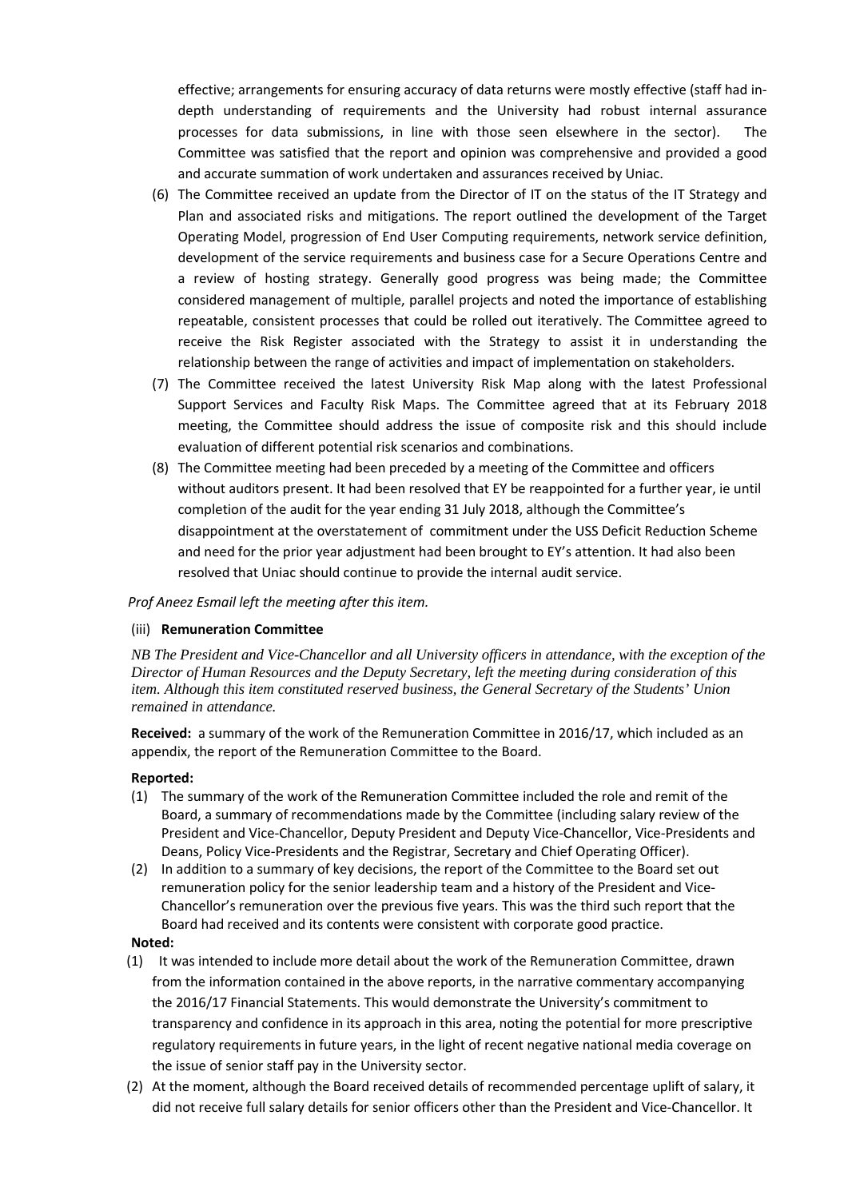effective; arrangements for ensuring accuracy of data returns were mostly effective (staff had in-depth understanding of requirements and the University had robust internal assurance processes for data submissions, in line with those seen elsewhere in the sector). The Committee was satisfied that the report and opinion was comprehensive and provided a good and accurate summation of work undertaken and assurances received by Uniac.

(6) The Committee received an update from the Director of IT on the status of the IT Strategy and Plan and associated risks and mitigations. The report outlined the development of the Target Operating Model, progression of End User Computing requirements, network service definition, development of the service requirements and business case for a Secure Operations Centre and a review of hosting strategy. Generally good progress was being made; the Committee considered management of multiple, parallel projects and noted the importance of establishing repeatable, consistent processes that could be rolled out iteratively. The Committee agreed to receive the Risk Register associated with the Strategy to assist it in understanding the relationship between the range of activities and impact of implementation on stakeholders.

(7) The Committee received the latest University Risk Map along with the latest Professional Support Services and Faculty Risk Maps. The Committee agreed that at its February 2018 meeting, the Committee should address the issue of composite risk and this should include evaluation of different potential risk scenarios and combinations.

(8) The Committee meeting had been preceded by a meeting of the Committee and officers without auditors present. It had been resolved that EY be reappointed for a further year, ie until completion of the audit for the year ending 31 July 2018, although the Committee's disappointment at the overstatement of commitment under the USS Deficit Reduction Scheme and need for the prior year adjustment had been brought to EY's attention. It had also been resolved that Uniac should continue to provide the internal audit service.

*Prof Aneez Esmail left the meeting after this item.*

(iii) **Remuneration Committee**

*NB The President and Vice-Chancellor and all University officers in attendance, with the exception of the Director of Human Resources and the Deputy Secretary, left the meeting during consideration of this item. Although this item constituted reserved business, the General Secretary of the Students' Union remained in attendance.*

**Received:** a summary of the work of the Remuneration Committee in 2016/17, which included as an appendix, the report of the Remuneration Committee to the Board.

**Reported:**

(1) The summary of the work of the Remuneration Committee included the role and remit of the Board, a summary of recommendations made by the Committee (including salary review of the President and Vice-Chancellor, Deputy President and Deputy Vice-Chancellor, Vice-Presidents and Deans, Policy Vice-Presidents and the Registrar, Secretary and Chief Operating Officer).

(2) In addition to a summary of key decisions, the report of the Committee to the Board set out remuneration policy for the senior leadership team and a history of the President and Vice-Chancellor's remuneration over the previous five years. This was the third such report that the Board had received and its contents were consistent with corporate good practice.

**Noted:**

(1) It was intended to include more detail about the work of the Remuneration Committee, drawn from the information contained in the above reports, in the narrative commentary accompanying the 2016/17 Financial Statements. This would demonstrate the University's commitment to transparency and confidence in its approach in this area, noting the potential for more prescriptive regulatory requirements in future years, in the light of recent negative national media coverage on the issue of senior staff pay in the University sector.

(2) At the moment, although the Board received details of recommended percentage uplift of salary, it did not receive full salary details for senior officers other than the President and Vice-Chancellor. It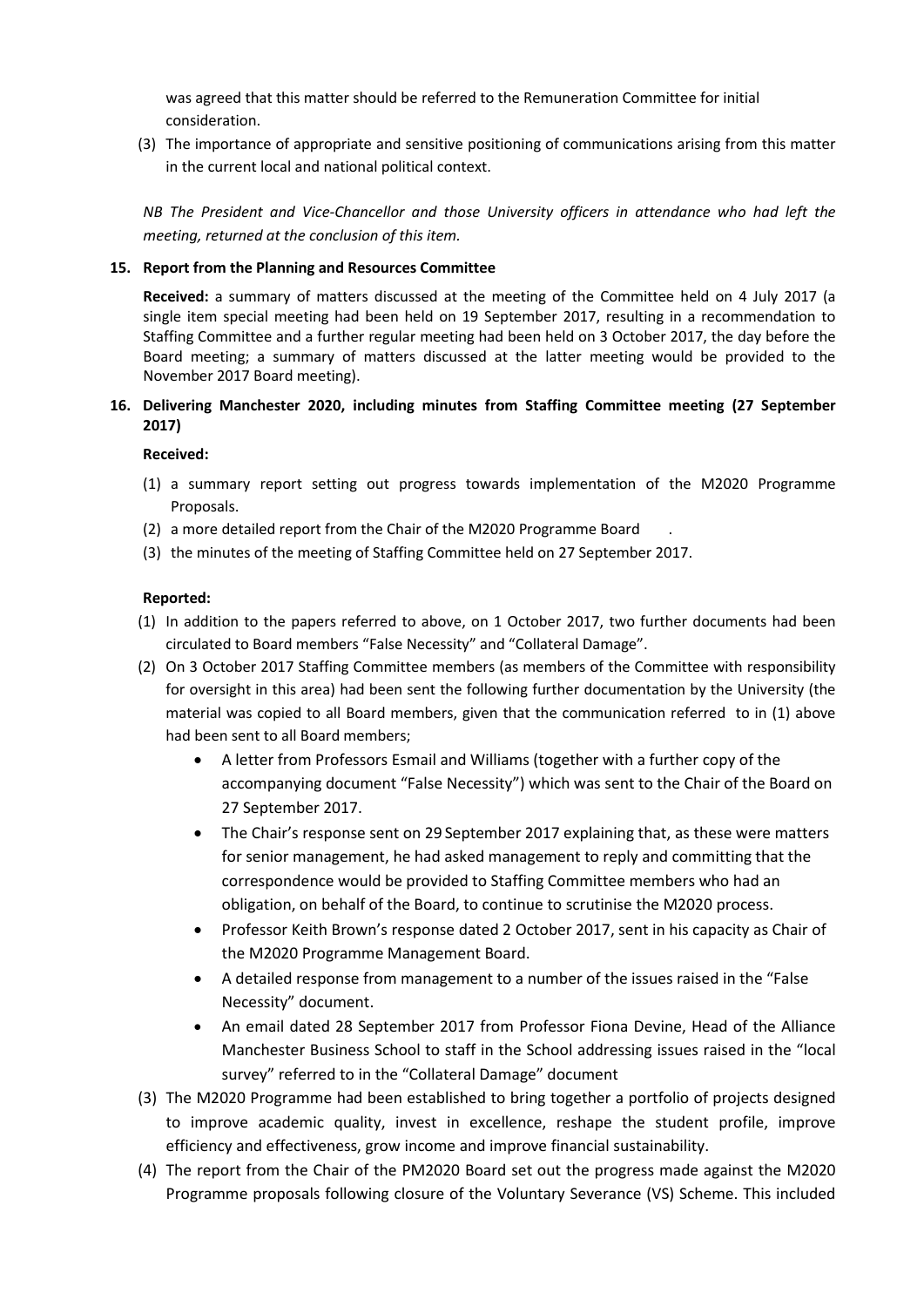was agreed that this matter should be referred to the Remuneration Committee for initial consideration.

(3) The importance of appropriate and sensitive positioning of communications arising from this matter in the current local and national political context.

*NB The President and Vice-Chancellor and those University officers in attendance who had left the meeting, returned at the conclusion of this item.*

**15. Report from the Planning and Resources Committee**

**Received:** a summary of matters discussed at the meeting of the Committee held on 4 July 2017 (a single item special meeting had been held on 19 September 2017, resulting in a recommendation to Staffing Committee and a further regular meeting had been held on 3 October 2017, the day before the Board meeting; a summary of matters discussed at the latter meeting would be provided to the November 2017 Board meeting).

**16. Delivering Manchester 2020, including minutes from Staffing Committee meeting (27 September 2017)**

**Received:**

(1) a summary report setting out progress towards implementation of the M2020 Programme Proposals.
(2) a more detailed report from the Chair of the M2020 Programme Board .
(3) the minutes of the meeting of Staffing Committee held on 27 September 2017.

**Reported:**

(1) In addition to the papers referred to above, on 1 October 2017, two further documents had been circulated to Board members "False Necessity" and "Collateral Damage".
(2) On 3 October 2017 Staffing Committee members (as members of the Committee with responsibility for oversight in this area) had been sent the following further documentation by the University (the material was copied to all Board members, given that the communication referred to in (1) above had been sent to all Board members;
   - A letter from Professors Esmail and Williams (together with a further copy of the accompanying document "False Necessity") which was sent to the Chair of the Board on 27 September 2017.
   - The Chair's response sent on 29 September 2017 explaining that, as these were matters for senior management, he had asked management to reply and committing that the correspondence would be provided to Staffing Committee members who had an obligation, on behalf of the Board, to continue to scrutinise the M2020 process.
   - Professor Keith Brown's response dated 2 October 2017, sent in his capacity as Chair of the M2020 Programme Management Board.
   - A detailed response from management to a number of the issues raised in the "False Necessity" document.
   - An email dated 28 September 2017 from Professor Fiona Devine, Head of the Alliance Manchester Business School to staff in the School addressing issues raised in the "local survey" referred to in the "Collateral Damage" document
(3) The M2020 Programme had been established to bring together a portfolio of projects designed to improve academic quality, invest in excellence, reshape the student profile, improve efficiency and effectiveness, grow income and improve financial sustainability.
(4) The report from the Chair of the PM2020 Board set out the progress made against the M2020 Programme proposals following closure of the Voluntary Severance (VS) Scheme. This included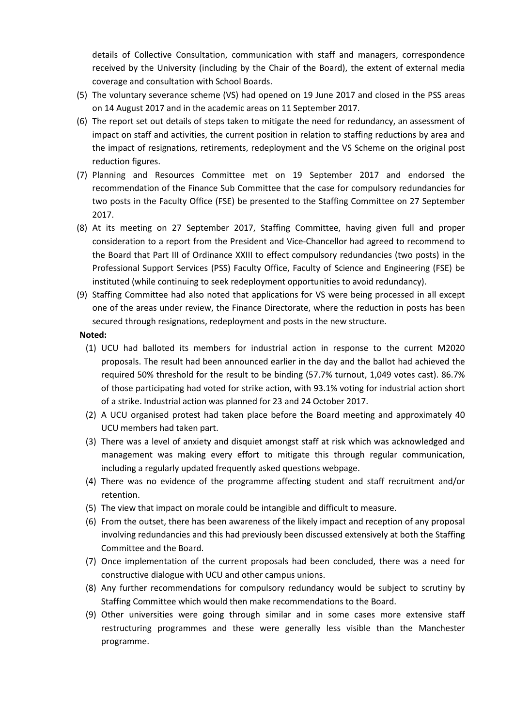details of Collective Consultation, communication with staff and managers, correspondence received by the University (including by the Chair of the Board), the extent of external media coverage and consultation with School Boards.

(5) The voluntary severance scheme (VS) had opened on 19 June 2017 and closed in the PSS areas on 14 August 2017 and in the academic areas on 11 September 2017.

(6) The report set out details of steps taken to mitigate the need for redundancy, an assessment of impact on staff and activities, the current position in relation to staffing reductions by area and the impact of resignations, retirements, redeployment and the VS Scheme on the original post reduction figures.

(7) Planning and Resources Committee met on 19 September 2017 and endorsed the recommendation of the Finance Sub Committee that the case for compulsory redundancies for two posts in the Faculty Office (FSE) be presented to the Staffing Committee on 27 September 2017.

(8) At its meeting on 27 September 2017, Staffing Committee, having given full and proper consideration to a report from the President and Vice-Chancellor had agreed to recommend to the Board that Part III of Ordinance XXIII to effect compulsory redundancies (two posts) in the Professional Support Services (PSS) Faculty Office, Faculty of Science and Engineering (FSE) be instituted (while continuing to seek redeployment opportunities to avoid redundancy).

(9) Staffing Committee had also noted that applications for VS were being processed in all except one of the areas under review, the Finance Directorate, where the reduction in posts has been secured through resignations, redeployment and posts in the new structure.

**Noted:**

(1) UCU had balloted its members for industrial action in response to the current M2020 proposals. The result had been announced earlier in the day and the ballot had achieved the required 50% threshold for the result to be binding (57.7% turnout, 1,049 votes cast). 86.7% of those participating had voted for strike action, with 93.1% voting for industrial action short of a strike. Industrial action was planned for 23 and 24 October 2017.

(2) A UCU organised protest had taken place before the Board meeting and approximately 40 UCU members had taken part.

(3) There was a level of anxiety and disquiet amongst staff at risk which was acknowledged and management was making every effort to mitigate this through regular communication, including a regularly updated frequently asked questions webpage.

(4) There was no evidence of the programme affecting student and staff recruitment and/or retention.

(5) The view that impact on morale could be intangible and difficult to measure.

(6) From the outset, there has been awareness of the likely impact and reception of any proposal involving redundancies and this had previously been discussed extensively at both the Staffing Committee and the Board.

(7) Once implementation of the current proposals had been concluded, there was a need for constructive dialogue with UCU and other campus unions.

(8) Any further recommendations for compulsory redundancy would be subject to scrutiny by Staffing Committee which would then make recommendations to the Board.

(9) Other universities were going through similar and in some cases more extensive staff restructuring programmes and these were generally less visible than the Manchester programme.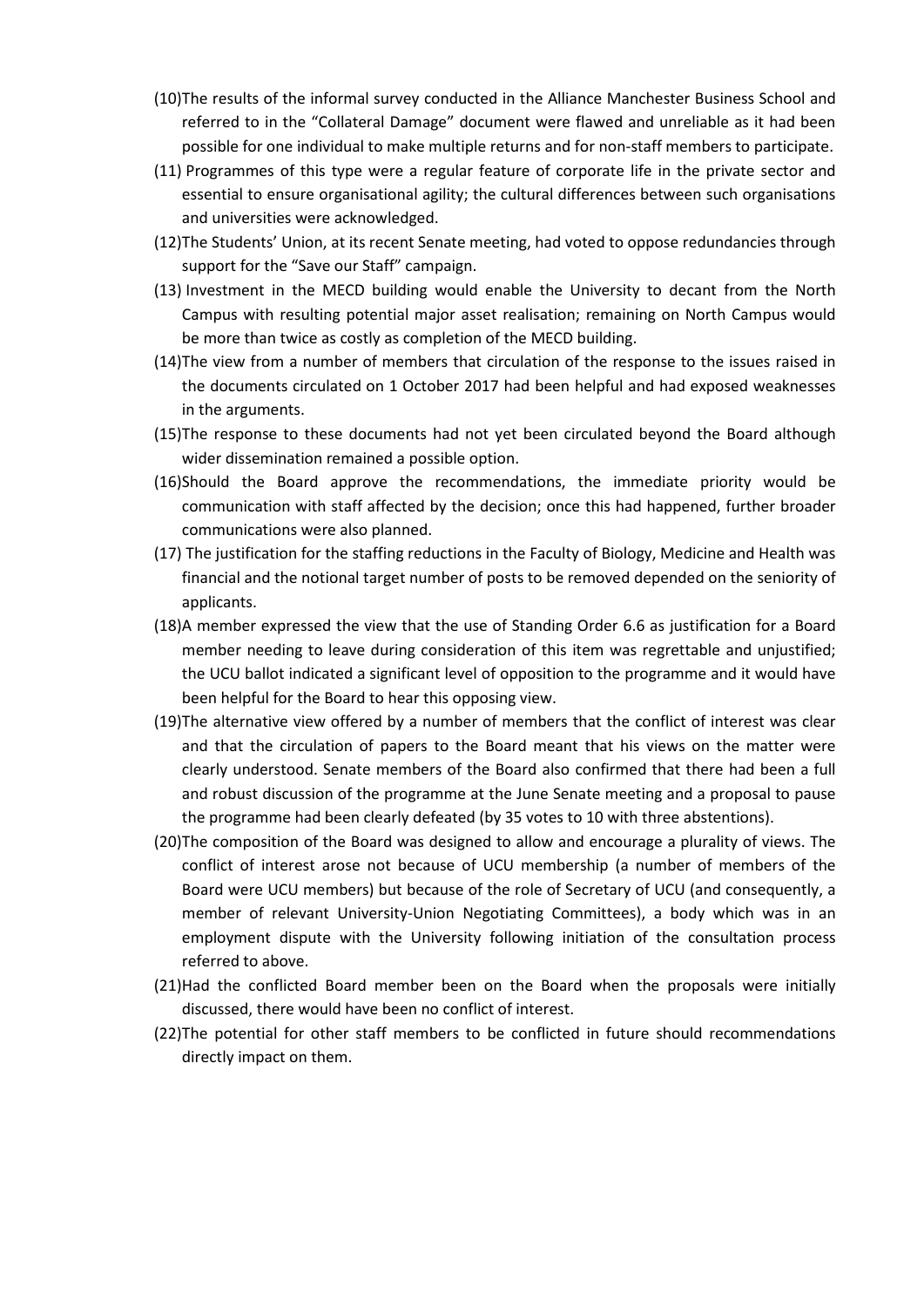(10) The results of the informal survey conducted in the Alliance Manchester Business School and referred to in the "Collateral Damage" document were flawed and unreliable as it had been possible for one individual to make multiple returns and for non-staff members to participate.

(11) Programmes of this type were a regular feature of corporate life in the private sector and essential to ensure organisational agility; the cultural differences between such organisations and universities were acknowledged.

(12) The Students' Union, at its recent Senate meeting, had voted to oppose redundancies through support for the "Save our Staff" campaign.

(13) Investment in the MECD building would enable the University to decant from the North Campus with resulting potential major asset realisation; remaining on North Campus would be more than twice as costly as completion of the MECD building.

(14) The view from a number of members that circulation of the response to the issues raised in the documents circulated on 1 October 2017 had been helpful and had exposed weaknesses in the arguments.

(15) The response to these documents had not yet been circulated beyond the Board although wider dissemination remained a possible option.

(16) Should the Board approve the recommendations, the immediate priority would be communication with staff affected by the decision; once this had happened, further broader communications were also planned.

(17) The justification for the staffing reductions in the Faculty of Biology, Medicine and Health was financial and the notional target number of posts to be removed depended on the seniority of applicants.

(18) A member expressed the view that the use of Standing Order 6.6 as justification for a Board member needing to leave during consideration of this item was regrettable and unjustified; the UCU ballot indicated a significant level of opposition to the programme and it would have been helpful for the Board to hear this opposing view.

(19) The alternative view offered by a number of members that the conflict of interest was clear and that the circulation of papers to the Board meant that his views on the matter were clearly understood. Senate members of the Board also confirmed that there had been a full and robust discussion of the programme at the June Senate meeting and a proposal to pause the programme had been clearly defeated (by 35 votes to 10 with three abstentions).

(20) The composition of the Board was designed to allow and encourage a plurality of views. The conflict of interest arose not because of UCU membership (a number of members of the Board were UCU members) but because of the role of Secretary of UCU (and consequently, a member of relevant University-Union Negotiating Committees), a body which was in an employment dispute with the University following initiation of the consultation process referred to above.

(21) Had the conflicted Board member been on the Board when the proposals were initially discussed, there would have been no conflict of interest.

(22) The potential for other staff members to be conflicted in future should recommendations directly impact on them.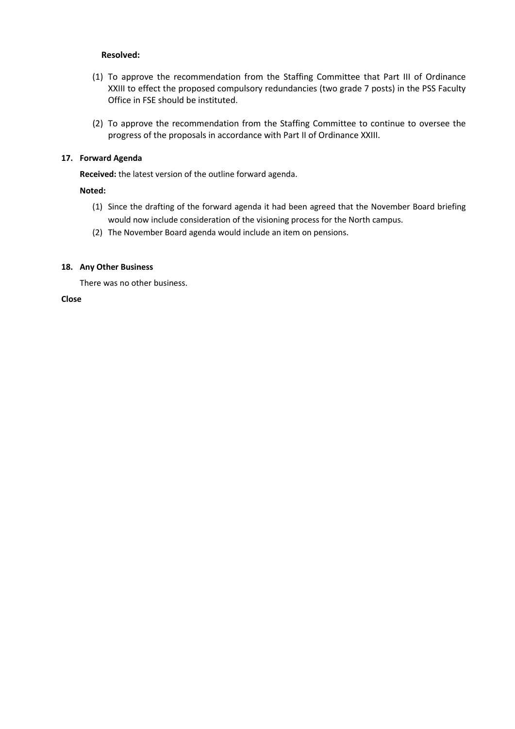**Resolved:**

(1) To approve the recommendation from the Staffing Committee that Part III of Ordinance XXIII to effect the proposed compulsory redundancies (two grade 7 posts) in the PSS Faculty Office in FSE should be instituted.

(2) To approve the recommendation from the Staffing Committee to continue to oversee the progress of the proposals in accordance with Part II of Ordinance XXIII.

**17. Forward Agenda**

**Received:** the latest version of the outline forward agenda.

**Noted:**

(1) Since the drafting of the forward agenda it had been agreed that the November Board briefing would now include consideration of the visioning process for the North campus.

(2) The November Board agenda would include an item on pensions.

**18. Any Other Business**

There was no other business.

**Close**